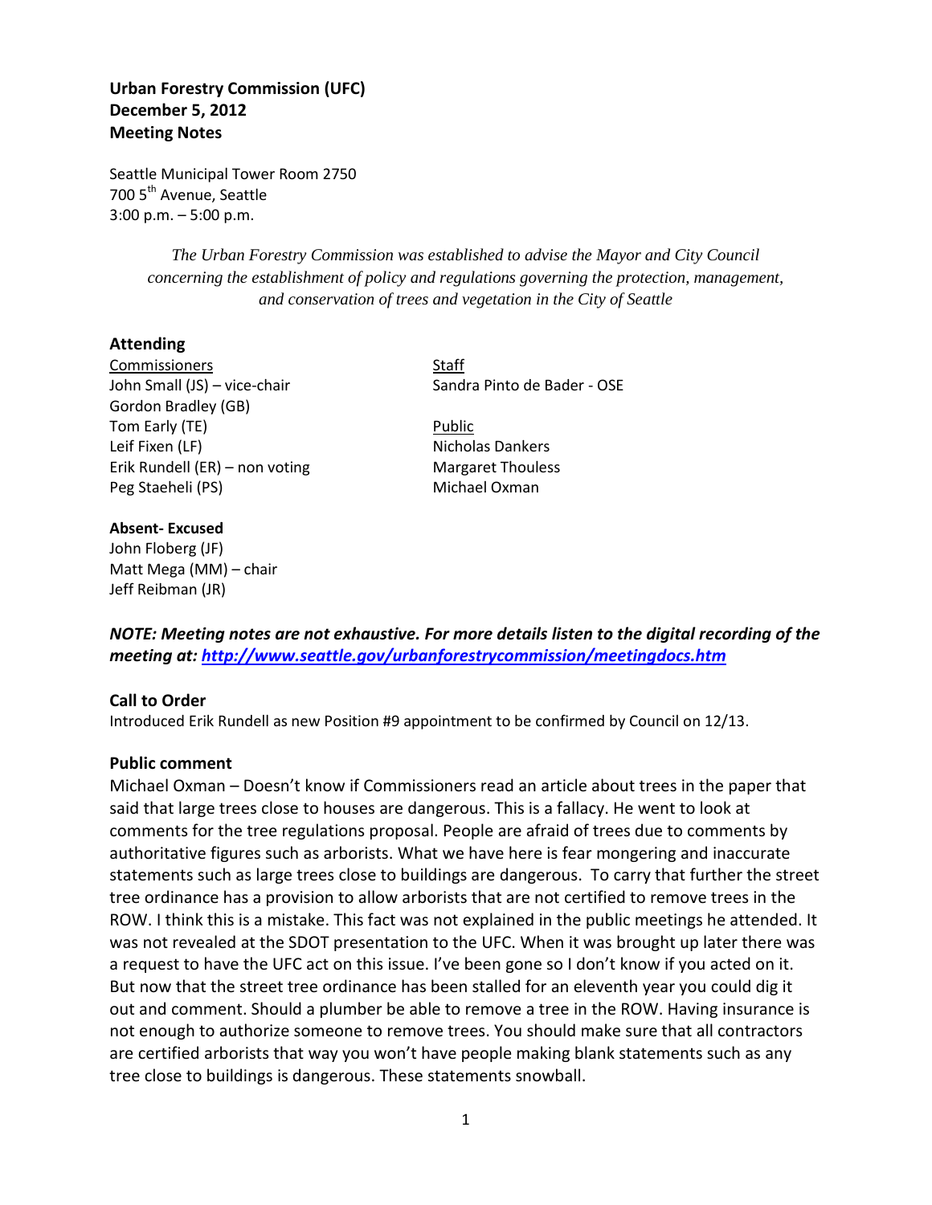**Urban Forestry Commission (UFC)**
**December 5, 2012**
**Meeting Notes**

Seattle Municipal Tower Room 2750
700 5th Avenue, Seattle
3:00 p.m. – 5:00 p.m.

*The Urban Forestry Commission was established to advise the Mayor and City Council concerning the establishment of policy and regulations governing the protection, management, and conservation of trees and vegetation in the City of Seattle*

## Attending

Commissioners
John Small (JS) – vice-chair
Gordon Bradley (GB)
Tom Early (TE)
Leif Fixen (LF)
Erik Rundell (ER) – non voting
Peg Staeheli (PS)

Staff
Sandra Pinto de Bader - OSE

Public
Nicholas Dankers
Margaret Thouless
Michael Oxman

**Absent- Excused**
John Floberg (JF)
Matt Mega (MM) – chair
Jeff Reibman (JR)

***NOTE: Meeting notes are not exhaustive. For more details listen to the digital recording of the meeting at: http://www.seattle.gov/urbanforestrycommission/meetingdocs.htm***

## Call to Order

Introduced Erik Rundell as new Position #9 appointment to be confirmed by Council on 12/13.

## Public comment

Michael Oxman – Doesn't know if Commissioners read an article about trees in the paper that said that large trees close to houses are dangerous. This is a fallacy. He went to look at comments for the tree regulations proposal. People are afraid of trees due to comments by authoritative figures such as arborists. What we have here is fear mongering and inaccurate statements such as large trees close to buildings are dangerous. To carry that further the street tree ordinance has a provision to allow arborists that are not certified to remove trees in the ROW. I think this is a mistake. This fact was not explained in the public meetings he attended. It was not revealed at the SDOT presentation to the UFC. When it was brought up later there was a request to have the UFC act on this issue. I've been gone so I don't know if you acted on it. But now that the street tree ordinance has been stalled for an eleventh year you could dig it out and comment. Should a plumber be able to remove a tree in the ROW. Having insurance is not enough to authorize someone to remove trees. You should make sure that all contractors are certified arborists that way you won't have people making blank statements such as any tree close to buildings is dangerous. These statements snowball.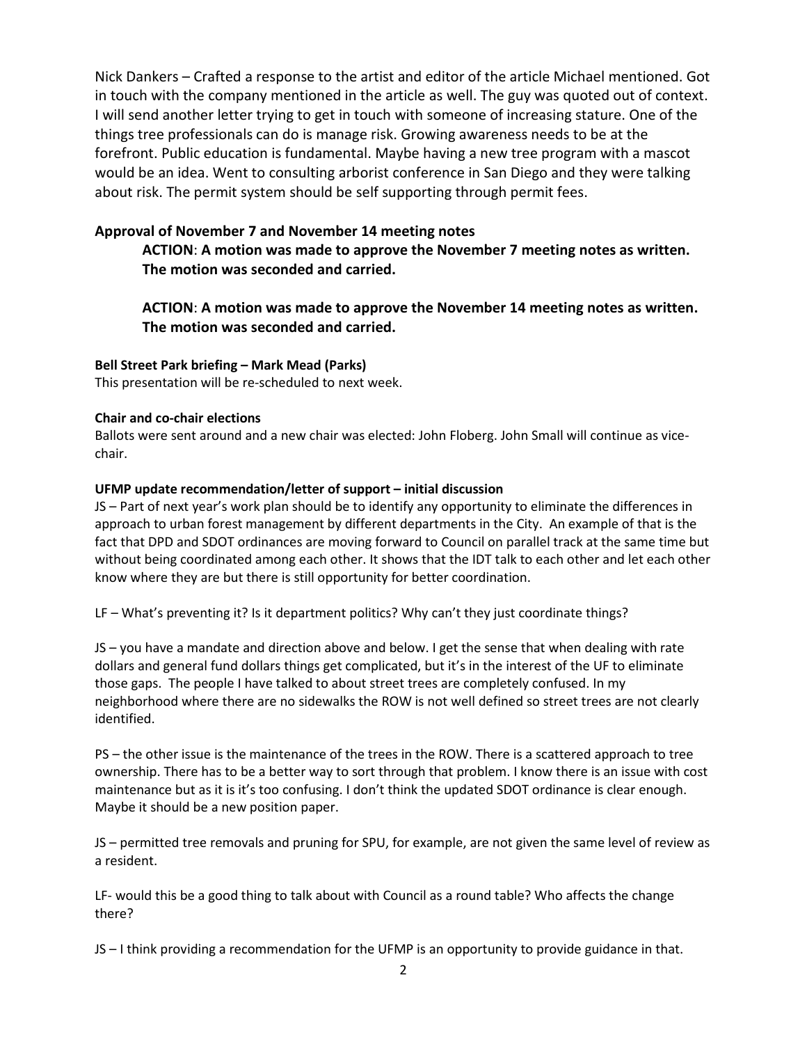Nick Dankers – Crafted a response to the artist and editor of the article Michael mentioned. Got in touch with the company mentioned in the article as well. The guy was quoted out of context. I will send another letter trying to get in touch with someone of increasing stature. One of the things tree professionals can do is manage risk. Growing awareness needs to be at the forefront. Public education is fundamental. Maybe having a new tree program with a mascot would be an idea. Went to consulting arborist conference in San Diego and they were talking about risk. The permit system should be self supporting through permit fees.

### Approval of November 7 and November 14 meeting notes

**ACTION**: **A motion was made to approve the November 7 meeting notes as written. The motion was seconded and carried.**

**ACTION**: **A motion was made to approve the November 14 meeting notes as written. The motion was seconded and carried.**

#### Bell Street Park briefing – Mark Mead (Parks)

This presentation will be re-scheduled to next week.

#### Chair and co-chair elections

Ballots were sent around and a new chair was elected: John Floberg. John Small will continue as vice-chair.

#### UFMP update recommendation/letter of support – initial discussion

JS – Part of next year's work plan should be to identify any opportunity to eliminate the differences in approach to urban forest management by different departments in the City. An example of that is the fact that DPD and SDOT ordinances are moving forward to Council on parallel track at the same time but without being coordinated among each other. It shows that the IDT talk to each other and let each other know where they are but there is still opportunity for better coordination.

LF – What's preventing it? Is it department politics? Why can't they just coordinate things?

JS – you have a mandate and direction above and below. I get the sense that when dealing with rate dollars and general fund dollars things get complicated, but it's in the interest of the UF to eliminate those gaps. The people I have talked to about street trees are completely confused. In my neighborhood where there are no sidewalks the ROW is not well defined so street trees are not clearly identified.

PS – the other issue is the maintenance of the trees in the ROW. There is a scattered approach to tree ownership. There has to be a better way to sort through that problem. I know there is an issue with cost maintenance but as it is it's too confusing. I don't think the updated SDOT ordinance is clear enough. Maybe it should be a new position paper.

JS – permitted tree removals and pruning for SPU, for example, are not given the same level of review as a resident.

LF- would this be a good thing to talk about with Council as a round table? Who affects the change there?

JS – I think providing a recommendation for the UFMP is an opportunity to provide guidance in that.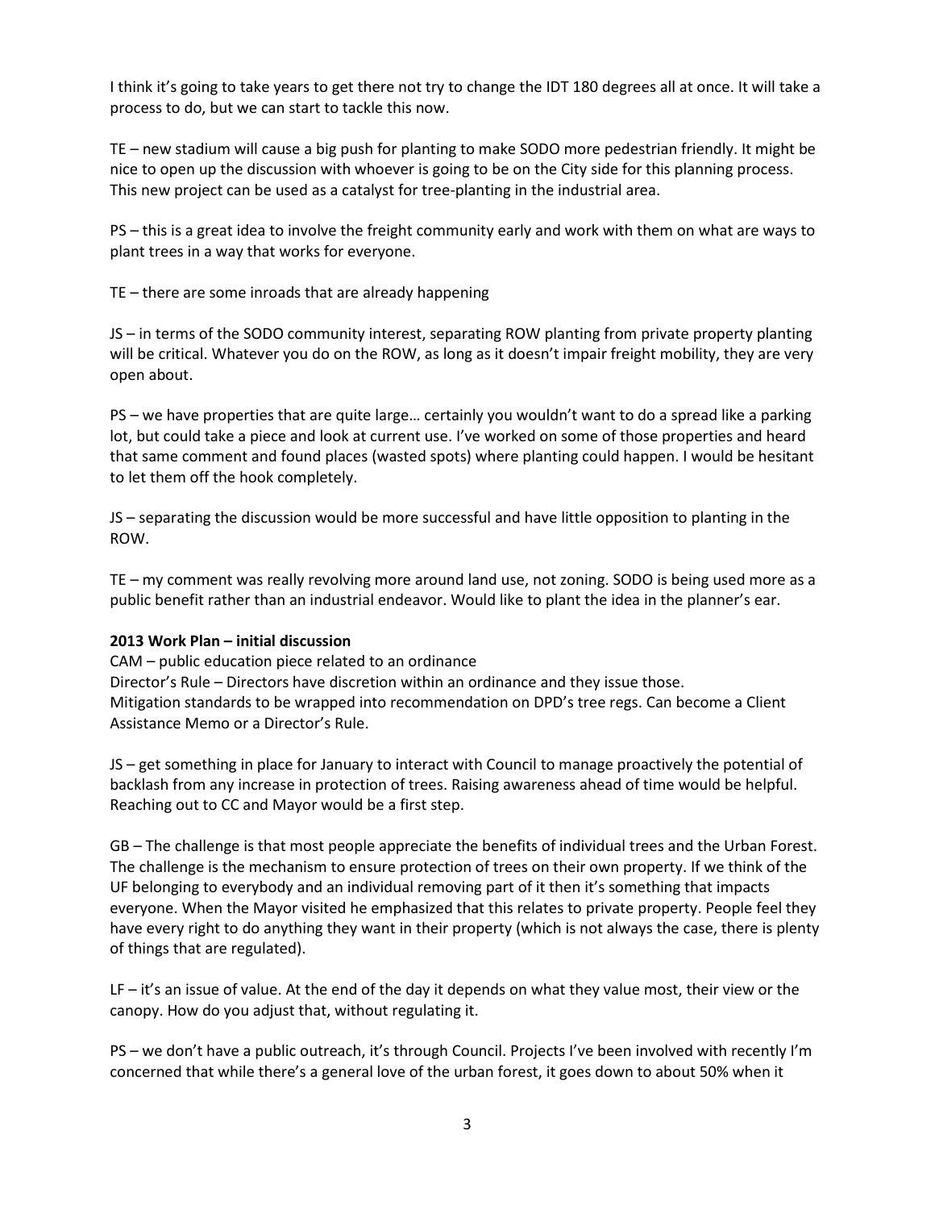I think it's going to take years to get there not try to change the IDT 180 degrees all at once. It will take a process to do, but we can start to tackle this now.

TE – new stadium will cause a big push for planting to make SODO more pedestrian friendly. It might be nice to open up the discussion with whoever is going to be on the City side for this planning process. This new project can be used as a catalyst for tree-planting in the industrial area.

PS – this is a great idea to involve the freight community early and work with them on what are ways to plant trees in a way that works for everyone.

TE – there are some inroads that are already happening

JS – in terms of the SODO community interest, separating ROW planting from private property planting will be critical. Whatever you do on the ROW, as long as it doesn't impair freight mobility, they are very open about.

PS – we have properties that are quite large… certainly you wouldn't want to do a spread like a parking lot, but could take a piece and look at current use. I've worked on some of those properties and heard that same comment and found places (wasted spots) where planting could happen. I would be hesitant to let them off the hook completely.

JS – separating the discussion would be more successful and have little opposition to planting in the ROW.

TE – my comment was really revolving more around land use, not zoning. SODO is being used more as a public benefit rather than an industrial endeavor. Would like to plant the idea in the planner's ear.

**2013 Work Plan – initial discussion**

CAM – public education piece related to an ordinance
Director's Rule – Directors have discretion within an ordinance and they issue those.
Mitigation standards to be wrapped into recommendation on DPD's tree regs. Can become a Client Assistance Memo or a Director's Rule.

JS – get something in place for January to interact with Council to manage proactively the potential of backlash from any increase in protection of trees. Raising awareness ahead of time would be helpful. Reaching out to CC and Mayor would be a first step.

GB – The challenge is that most people appreciate the benefits of individual trees and the Urban Forest. The challenge is the mechanism to ensure protection of trees on their own property. If we think of the UF belonging to everybody and an individual removing part of it then it's something that impacts everyone. When the Mayor visited he emphasized that this relates to private property. People feel they have every right to do anything they want in their property (which is not always the case, there is plenty of things that are regulated).

LF – it's an issue of value. At the end of the day it depends on what they value most, their view or the canopy. How do you adjust that, without regulating it.

PS – we don't have a public outreach, it's through Council. Projects I've been involved with recently I'm concerned that while there's a general love of the urban forest, it goes down to about 50% when it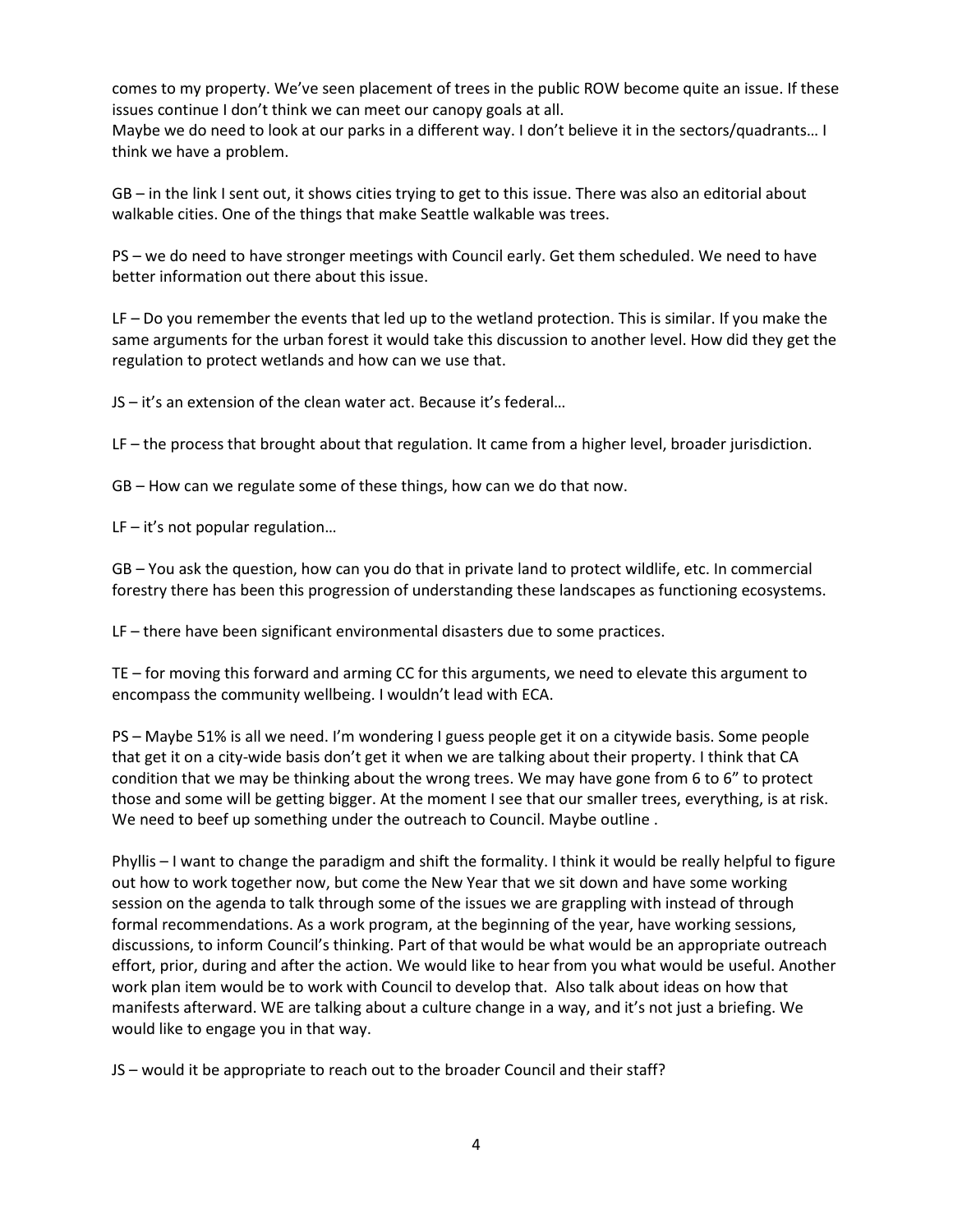comes to my property. We've seen placement of trees in the public ROW become quite an issue. If these issues continue I don't think we can meet our canopy goals at all.
Maybe we do need to look at our parks in a different way. I don't believe it in the sectors/quadrants… I think we have a problem.

GB – in the link I sent out, it shows cities trying to get to this issue. There was also an editorial about walkable cities. One of the things that make Seattle walkable was trees.

PS – we do need to have stronger meetings with Council early. Get them scheduled. We need to have better information out there about this issue.

LF – Do you remember the events that led up to the wetland protection. This is similar. If you make the same arguments for the urban forest it would take this discussion to another level. How did they get the regulation to protect wetlands and how can we use that.

JS – it's an extension of the clean water act. Because it's federal…

LF – the process that brought about that regulation. It came from a higher level, broader jurisdiction.

GB – How can we regulate some of these things, how can we do that now.

LF – it's not popular regulation…

GB – You ask the question, how can you do that in private land to protect wildlife, etc. In commercial forestry there has been this progression of understanding these landscapes as functioning ecosystems.

LF – there have been significant environmental disasters due to some practices.

TE – for moving this forward and arming CC for this arguments, we need to elevate this argument to encompass the community wellbeing. I wouldn't lead with ECA.

PS – Maybe 51% is all we need. I'm wondering I guess people get it on a citywide basis. Some people that get it on a city-wide basis don't get it when we are talking about their property. I think that CA condition that we may be thinking about the wrong trees. We may have gone from 6 to 6" to protect those and some will be getting bigger. At the moment I see that our smaller trees, everything, is at risk. We need to beef up something under the outreach to Council. Maybe outline .

Phyllis – I want to change the paradigm and shift the formality. I think it would be really helpful to figure out how to work together now, but come the New Year that we sit down and have some working session on the agenda to talk through some of the issues we are grappling with instead of through formal recommendations. As a work program, at the beginning of the year, have working sessions, discussions, to inform Council's thinking. Part of that would be what would be an appropriate outreach effort, prior, during and after the action. We would like to hear from you what would be useful. Another work plan item would be to work with Council to develop that. Also talk about ideas on how that manifests afterward. WE are talking about a culture change in a way, and it's not just a briefing. We would like to engage you in that way.

JS – would it be appropriate to reach out to the broader Council and their staff?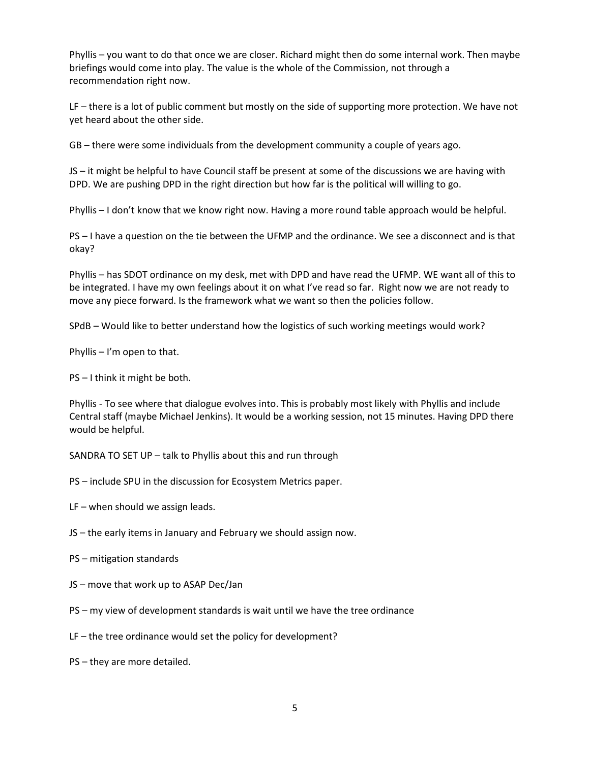Phyllis – you want to do that once we are closer. Richard might then do some internal work. Then maybe briefings would come into play. The value is the whole of the Commission, not through a recommendation right now.

LF – there is a lot of public comment but mostly on the side of supporting more protection. We have not yet heard about the other side.

GB – there were some individuals from the development community a couple of years ago.

JS – it might be helpful to have Council staff be present at some of the discussions we are having with DPD. We are pushing DPD in the right direction but how far is the political will willing to go.

Phyllis – I don't know that we know right now. Having a more round table approach would be helpful.

PS – I have a question on the tie between the UFMP and the ordinance. We see a disconnect and is that okay?

Phyllis – has SDOT ordinance on my desk, met with DPD and have read the UFMP. WE want all of this to be integrated. I have my own feelings about it on what I've read so far. Right now we are not ready to move any piece forward. Is the framework what we want so then the policies follow.

SPdB – Would like to better understand how the logistics of such working meetings would work?

Phyllis – I'm open to that.

PS – I think it might be both.

Phyllis - To see where that dialogue evolves into. This is probably most likely with Phyllis and include Central staff (maybe Michael Jenkins). It would be a working session, not 15 minutes. Having DPD there would be helpful.

SANDRA TO SET UP – talk to Phyllis about this and run through

PS – include SPU in the discussion for Ecosystem Metrics paper.

LF – when should we assign leads.

JS – the early items in January and February we should assign now.

PS – mitigation standards

JS – move that work up to ASAP Dec/Jan

PS – my view of development standards is wait until we have the tree ordinance

LF – the tree ordinance would set the policy for development?

PS – they are more detailed.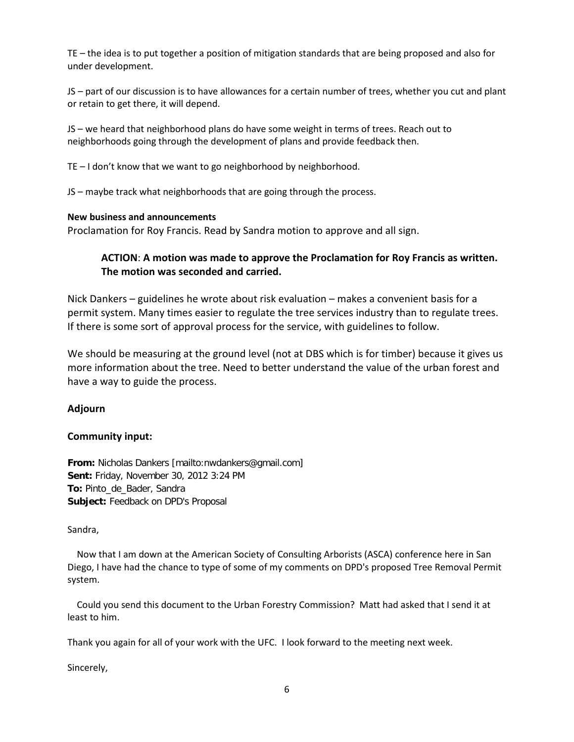TE – the idea is to put together a position of mitigation standards that are being proposed and also for under development.

JS – part of our discussion is to have allowances for a certain number of trees, whether you cut and plant or retain to get there, it will depend.

JS – we heard that neighborhood plans do have some weight in terms of trees. Reach out to neighborhoods going through the development of plans and provide feedback then.

TE – I don't know that we want to go neighborhood by neighborhood.

JS – maybe track what neighborhoods that are going through the process.

**New business and announcements**

Proclamation for Roy Francis. Read by Sandra motion to approve and all sign.

> **ACTION**: **A motion was made to approve the Proclamation for Roy Francis as written. The motion was seconded and carried.**

Nick Dankers – guidelines he wrote about risk evaluation – makes a convenient basis for a permit system. Many times easier to regulate the tree services industry than to regulate trees. If there is some sort of approval process for the service, with guidelines to follow.

We should be measuring at the ground level (not at DBS which is for timber) because it gives us more information about the tree. Need to better understand the value of the urban forest and have a way to guide the process.

**Adjourn**

**Community input:**

**From:** Nicholas Dankers [mailto:nwdankers@gmail.com]
**Sent:** Friday, November 30, 2012 3:24 PM
**To:** Pinto_de_Bader, Sandra
**Subject:** Feedback on DPD's Proposal

Sandra,

Now that I am down at the American Society of Consulting Arborists (ASCA) conference here in San Diego, I have had the chance to type of some of my comments on DPD's proposed Tree Removal Permit system.

Could you send this document to the Urban Forestry Commission? Matt had asked that I send it at least to him.

Thank you again for all of your work with the UFC. I look forward to the meeting next week.

Sincerely,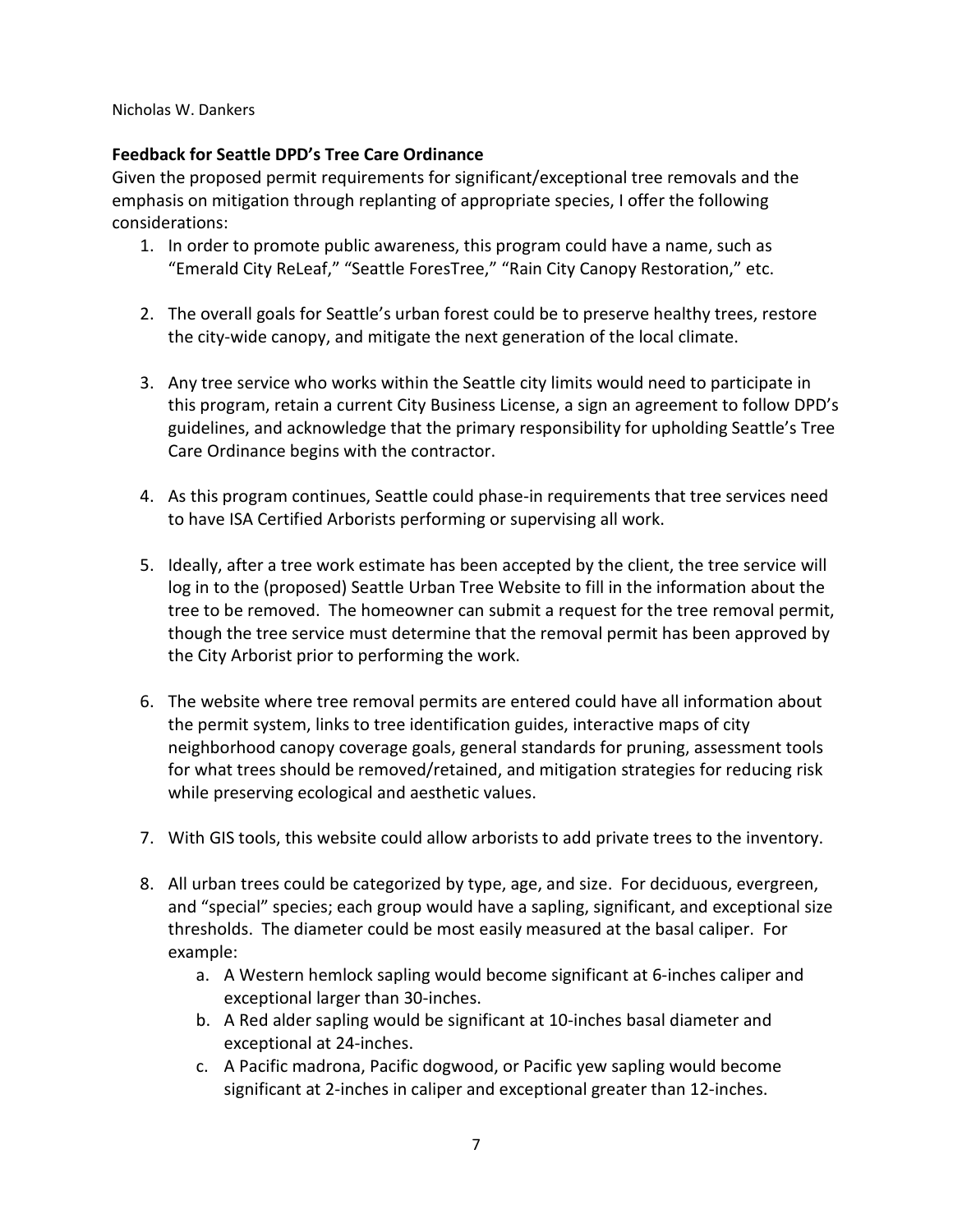Nicholas W. Dankers

**Feedback for Seattle DPD's Tree Care Ordinance**

Given the proposed permit requirements for significant/exceptional tree removals and the emphasis on mitigation through replanting of appropriate species, I offer the following considerations:

1. In order to promote public awareness, this program could have a name, such as "Emerald City ReLeaf," "Seattle ForesTree," "Rain City Canopy Restoration," etc.

2. The overall goals for Seattle's urban forest could be to preserve healthy trees, restore the city-wide canopy, and mitigate the next generation of the local climate.

3. Any tree service who works within the Seattle city limits would need to participate in this program, retain a current City Business License, a sign an agreement to follow DPD's guidelines, and acknowledge that the primary responsibility for upholding Seattle's Tree Care Ordinance begins with the contractor.

4. As this program continues, Seattle could phase-in requirements that tree services need to have ISA Certified Arborists performing or supervising all work.

5. Ideally, after a tree work estimate has been accepted by the client, the tree service will log in to the (proposed) Seattle Urban Tree Website to fill in the information about the tree to be removed. The homeowner can submit a request for the tree removal permit, though the tree service must determine that the removal permit has been approved by the City Arborist prior to performing the work.

6. The website where tree removal permits are entered could have all information about the permit system, links to tree identification guides, interactive maps of city neighborhood canopy coverage goals, general standards for pruning, assessment tools for what trees should be removed/retained, and mitigation strategies for reducing risk while preserving ecological and aesthetic values.

7. With GIS tools, this website could allow arborists to add private trees to the inventory.

8. All urban trees could be categorized by type, age, and size. For deciduous, evergreen, and "special" species; each group would have a sapling, significant, and exceptional size thresholds. The diameter could be most easily measured at the basal caliper. For example:
    a. A Western hemlock sapling would become significant at 6-inches caliper and exceptional larger than 30-inches.
    b. A Red alder sapling would be significant at 10-inches basal diameter and exceptional at 24-inches.
    c. A Pacific madrona, Pacific dogwood, or Pacific yew sapling would become significant at 2-inches in caliper and exceptional greater than 12-inches.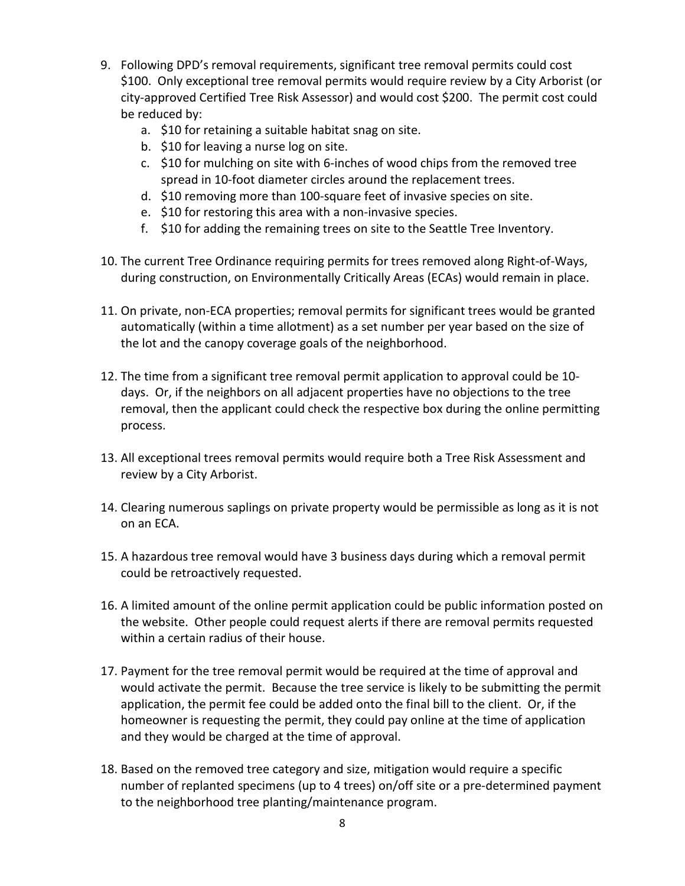9. Following DPD's removal requirements, significant tree removal permits could cost $100. Only exceptional tree removal permits would require review by a City Arborist (or city-approved Certified Tree Risk Assessor) and would cost $200. The permit cost could be reduced by:
    a. $10 for retaining a suitable habitat snag on site.
    b. $10 for leaving a nurse log on site.
    c. $10 for mulching on site with 6-inches of wood chips from the removed tree spread in 10-foot diameter circles around the replacement trees.
    d. $10 removing more than 100-square feet of invasive species on site.
    e. $10 for restoring this area with a non-invasive species.
    f. $10 for adding the remaining trees on site to the Seattle Tree Inventory.

10. The current Tree Ordinance requiring permits for trees removed along Right-of-Ways, during construction, on Environmentally Critically Areas (ECAs) would remain in place.

11. On private, non-ECA properties; removal permits for significant trees would be granted automatically (within a time allotment) as a set number per year based on the size of the lot and the canopy coverage goals of the neighborhood.

12. The time from a significant tree removal permit application to approval could be 10-days. Or, if the neighbors on all adjacent properties have no objections to the tree removal, then the applicant could check the respective box during the online permitting process.

13. All exceptional trees removal permits would require both a Tree Risk Assessment and review by a City Arborist.

14. Clearing numerous saplings on private property would be permissible as long as it is not on an ECA.

15. A hazardous tree removal would have 3 business days during which a removal permit could be retroactively requested.

16. A limited amount of the online permit application could be public information posted on the website. Other people could request alerts if there are removal permits requested within a certain radius of their house.

17. Payment for the tree removal permit would be required at the time of approval and would activate the permit. Because the tree service is likely to be submitting the permit application, the permit fee could be added onto the final bill to the client. Or, if the homeowner is requesting the permit, they could pay online at the time of application and they would be charged at the time of approval.

18. Based on the removed tree category and size, mitigation would require a specific number of replanted specimens (up to 4 trees) on/off site or a pre-determined payment to the neighborhood tree planting/maintenance program.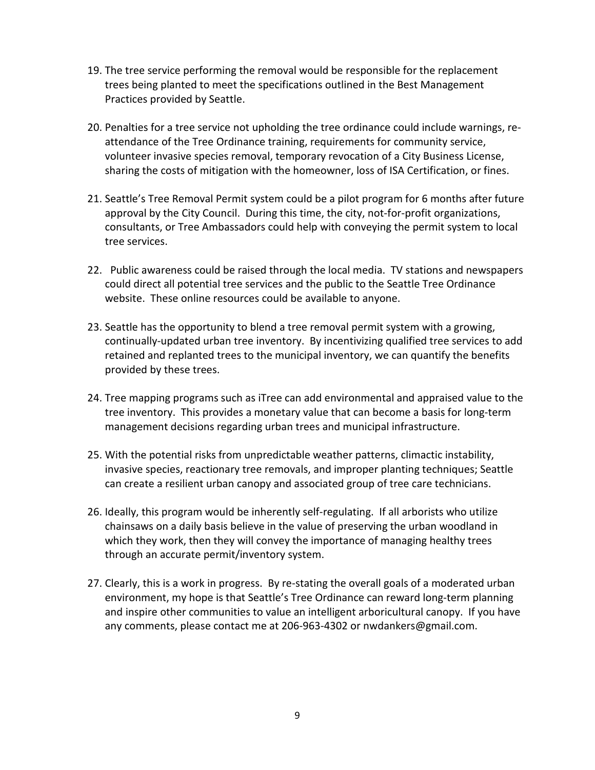19. The tree service performing the removal would be responsible for the replacement trees being planted to meet the specifications outlined in the Best Management Practices provided by Seattle.

20. Penalties for a tree service not upholding the tree ordinance could include warnings, re-attendance of the Tree Ordinance training, requirements for community service, volunteer invasive species removal, temporary revocation of a City Business License, sharing the costs of mitigation with the homeowner, loss of ISA Certification, or fines.

21. Seattle's Tree Removal Permit system could be a pilot program for 6 months after future approval by the City Council. During this time, the city, not-for-profit organizations, consultants, or Tree Ambassadors could help with conveying the permit system to local tree services.

22. Public awareness could be raised through the local media. TV stations and newspapers could direct all potential tree services and the public to the Seattle Tree Ordinance website. These online resources could be available to anyone.

23. Seattle has the opportunity to blend a tree removal permit system with a growing, continually-updated urban tree inventory. By incentivizing qualified tree services to add retained and replanted trees to the municipal inventory, we can quantify the benefits provided by these trees.

24. Tree mapping programs such as iTree can add environmental and appraised value to the tree inventory. This provides a monetary value that can become a basis for long-term management decisions regarding urban trees and municipal infrastructure.

25. With the potential risks from unpredictable weather patterns, climactic instability, invasive species, reactionary tree removals, and improper planting techniques; Seattle can create a resilient urban canopy and associated group of tree care technicians.

26. Ideally, this program would be inherently self-regulating. If all arborists who utilize chainsaws on a daily basis believe in the value of preserving the urban woodland in which they work, then they will convey the importance of managing healthy trees through an accurate permit/inventory system.

27. Clearly, this is a work in progress. By re-stating the overall goals of a moderated urban environment, my hope is that Seattle's Tree Ordinance can reward long-term planning and inspire other communities to value an intelligent arboricultural canopy. If you have any comments, please contact me at 206-963-4302 or nwdankers@gmail.com.